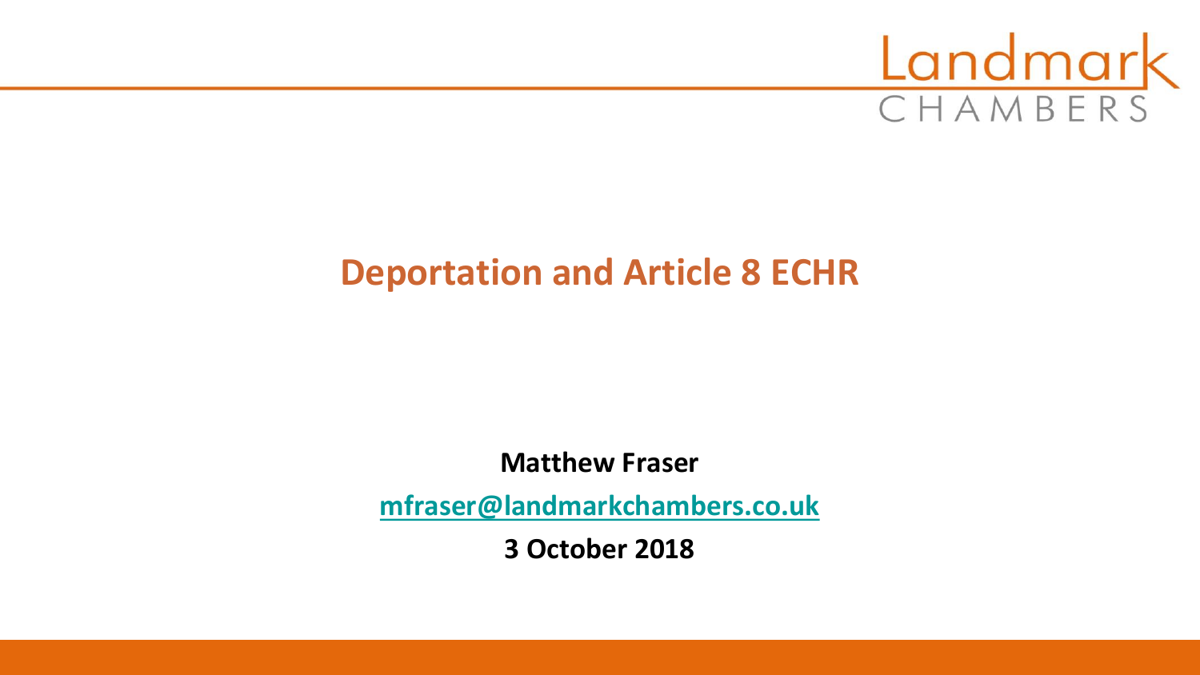Landmark
CHAMBERS

# Deportation and Article 8 ECHR

**Matthew Fraser**

**mfraser@landmarkchambers.co.uk**

**3 October 2018**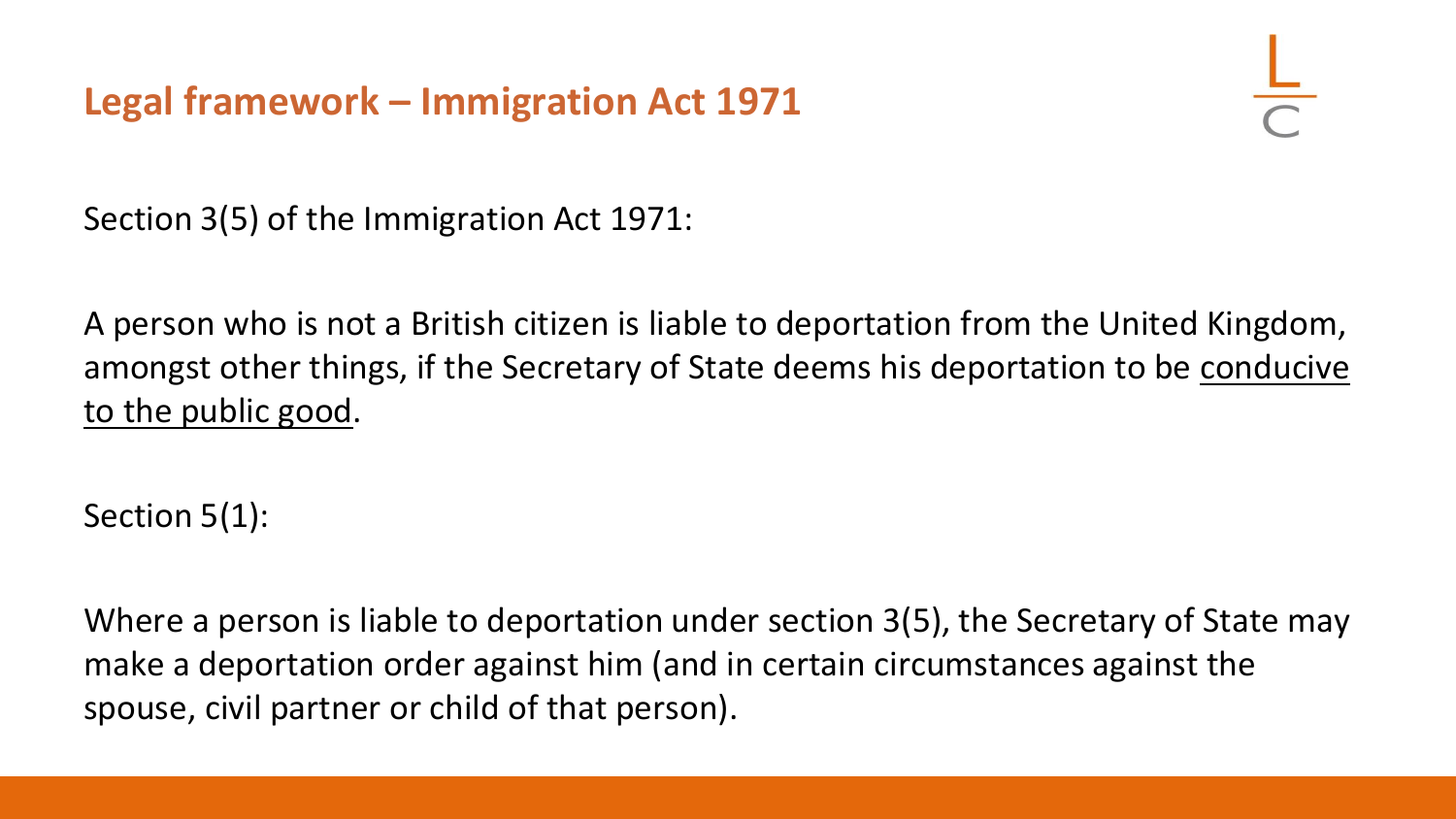## Legal framework – Immigration Act 1971

Section 3(5) of the Immigration Act 1971:

A person who is not a British citizen is liable to deportation from the United Kingdom, amongst other things, if the Secretary of State deems his deportation to be <u>conducive to the public good</u>.

Section 5(1):

Where a person is liable to deportation under section 3(5), the Secretary of State may make a deportation order against him (and in certain circumstances against the spouse, civil partner or child of that person).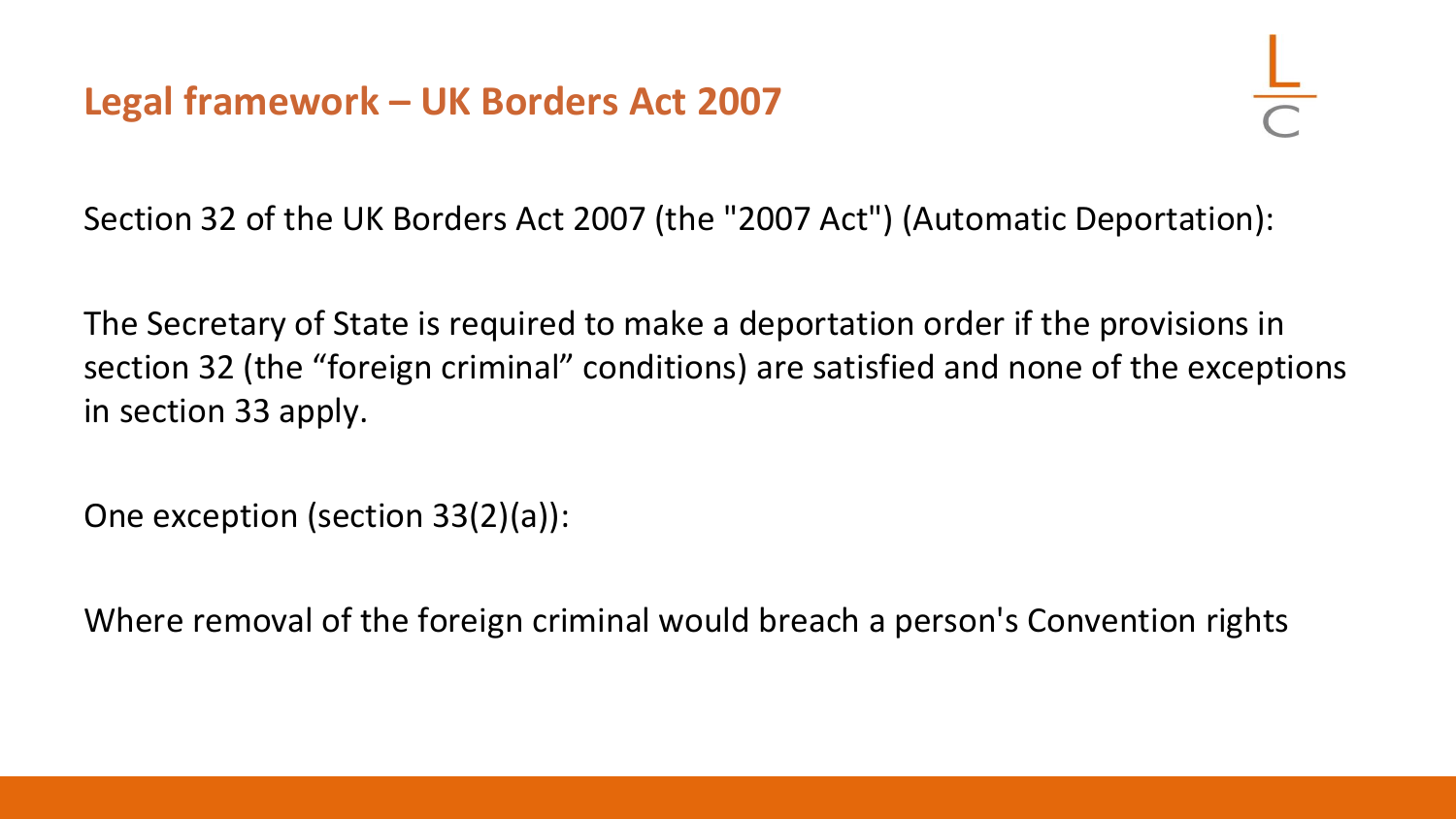## Legal framework – UK Borders Act 2007

Section 32 of the UK Borders Act 2007 (the "2007 Act") (Automatic Deportation):

The Secretary of State is required to make a deportation order if the provisions in section 32 (the "foreign criminal" conditions) are satisfied and none of the exceptions in section 33 apply.

One exception (section 33(2)(a)):

Where removal of the foreign criminal would breach a person's Convention rights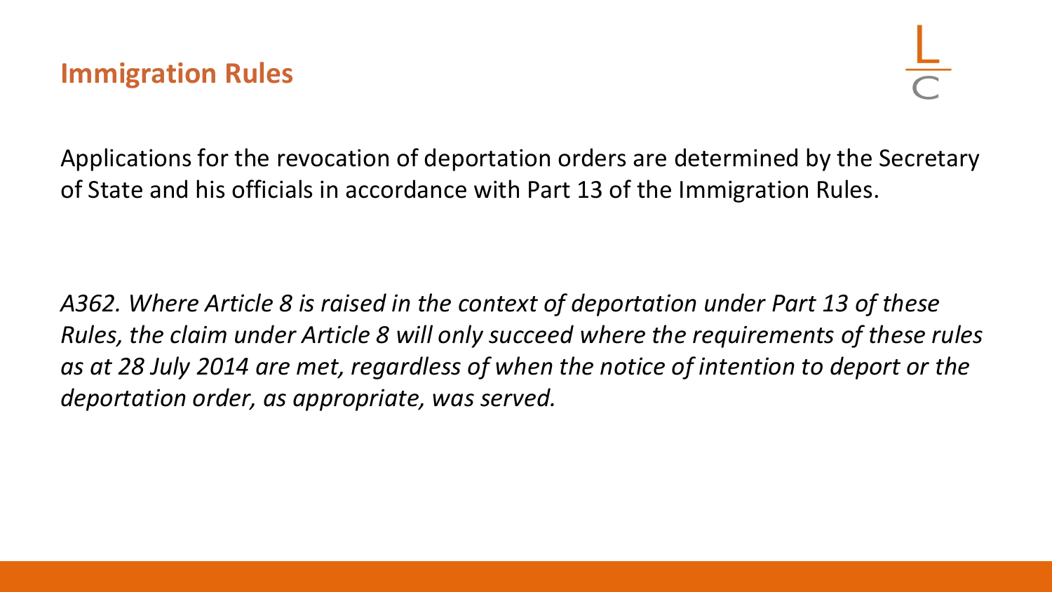## Immigration Rules

Applications for the revocation of deportation orders are determined by the Secretary of State and his officials in accordance with Part 13 of the Immigration Rules.

*A362. Where Article 8 is raised in the context of deportation under Part 13 of these Rules, the claim under Article 8 will only succeed where the requirements of these rules as at 28 July 2014 are met, regardless of when the notice of intention to deport or the deportation order, as appropriate, was served.*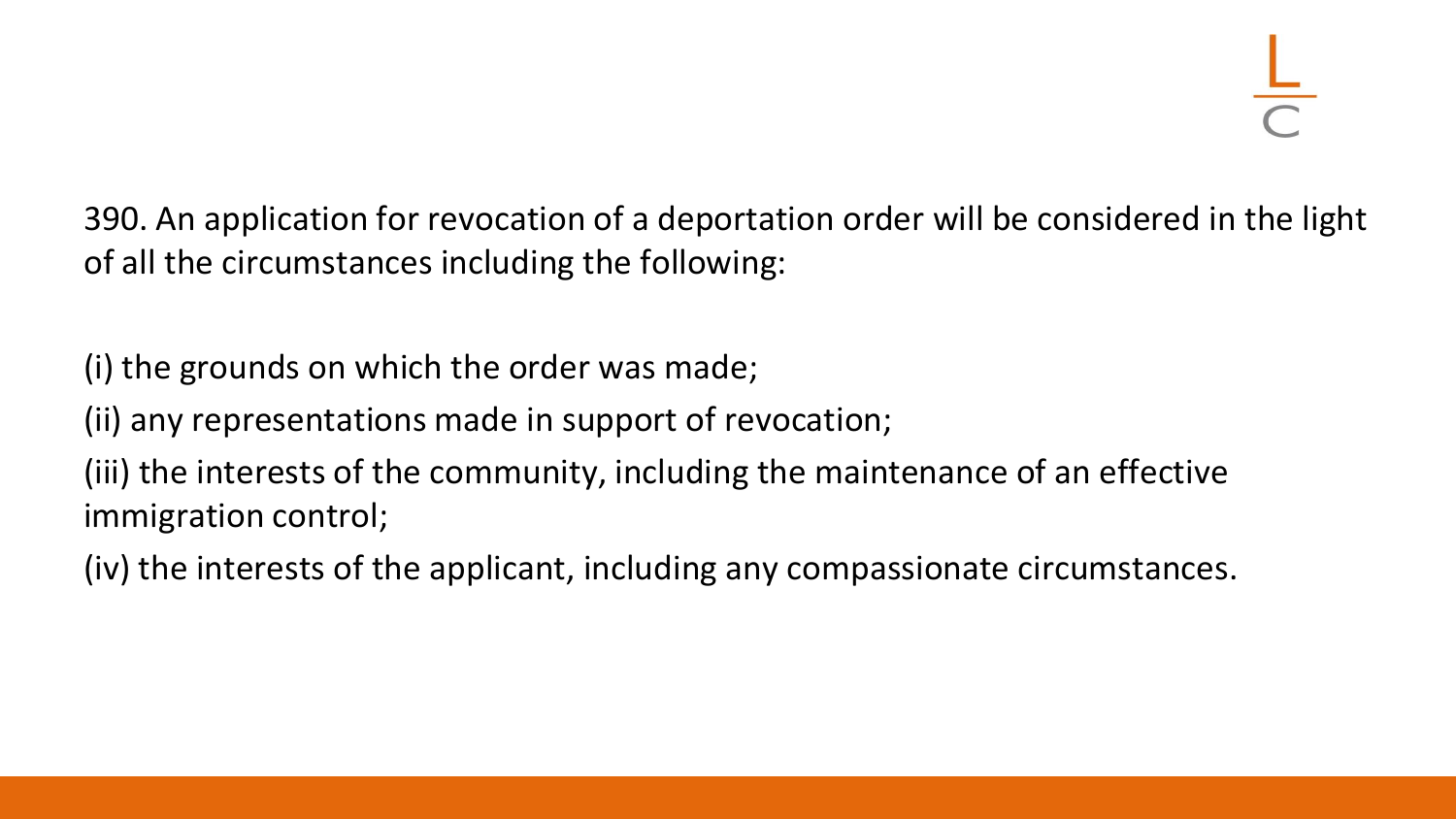390. An application for revocation of a deportation order will be considered in the light of all the circumstances including the following:

(i) the grounds on which the order was made;

(ii) any representations made in support of revocation;

(iii) the interests of the community, including the maintenance of an effective immigration control;

(iv) the interests of the applicant, including any compassionate circumstances.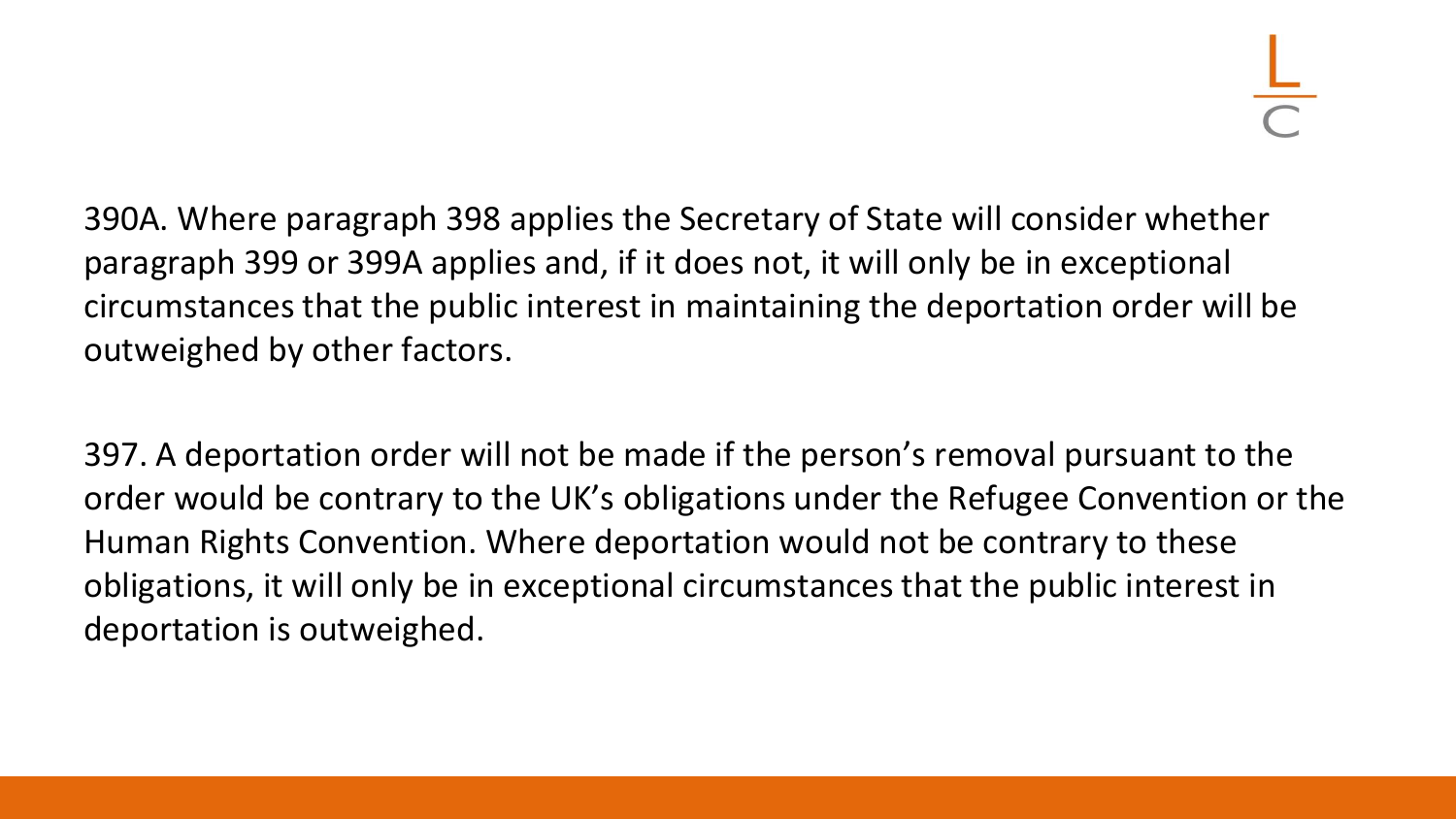390A. Where paragraph 398 applies the Secretary of State will consider whether paragraph 399 or 399A applies and, if it does not, it will only be in exceptional circumstances that the public interest in maintaining the deportation order will be outweighed by other factors.

397. A deportation order will not be made if the person's removal pursuant to the order would be contrary to the UK's obligations under the Refugee Convention or the Human Rights Convention. Where deportation would not be contrary to these obligations, it will only be in exceptional circumstances that the public interest in deportation is outweighed.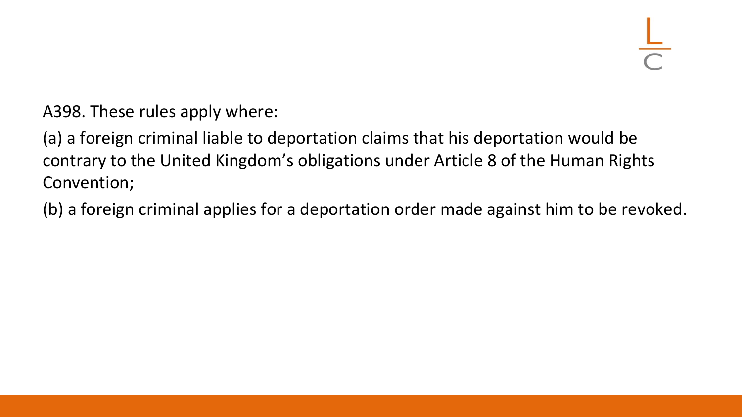A398. These rules apply where:

(a) a foreign criminal liable to deportation claims that his deportation would be contrary to the United Kingdom’s obligations under Article 8 of the Human Rights Convention;

(b) a foreign criminal applies for a deportation order made against him to be revoked.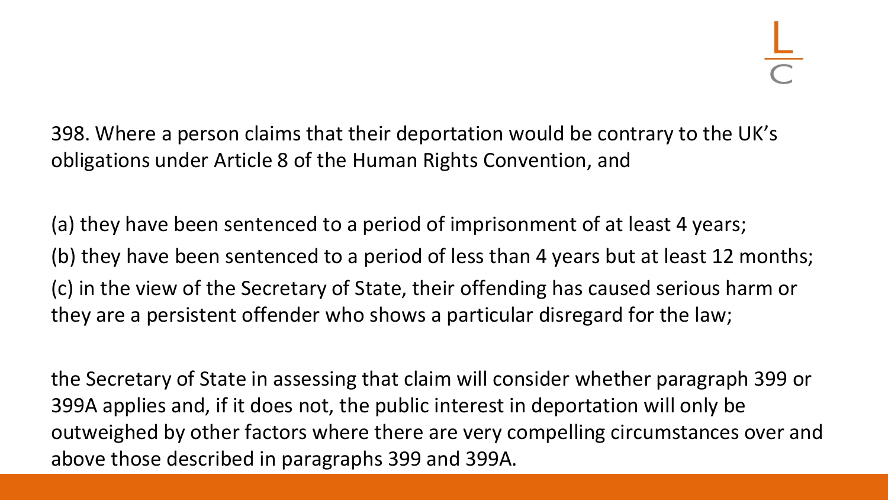398. Where a person claims that their deportation would be contrary to the UK's obligations under Article 8 of the Human Rights Convention, and

(a) they have been sentenced to a period of imprisonment of at least 4 years;
(b) they have been sentenced to a period of less than 4 years but at least 12 months;
(c) in the view of the Secretary of State, their offending has caused serious harm or they are a persistent offender who shows a particular disregard for the law;

the Secretary of State in assessing that claim will consider whether paragraph 399 or 399A applies and, if it does not, the public interest in deportation will only be outweighed by other factors where there are very compelling circumstances over and above those described in paragraphs 399 and 399A.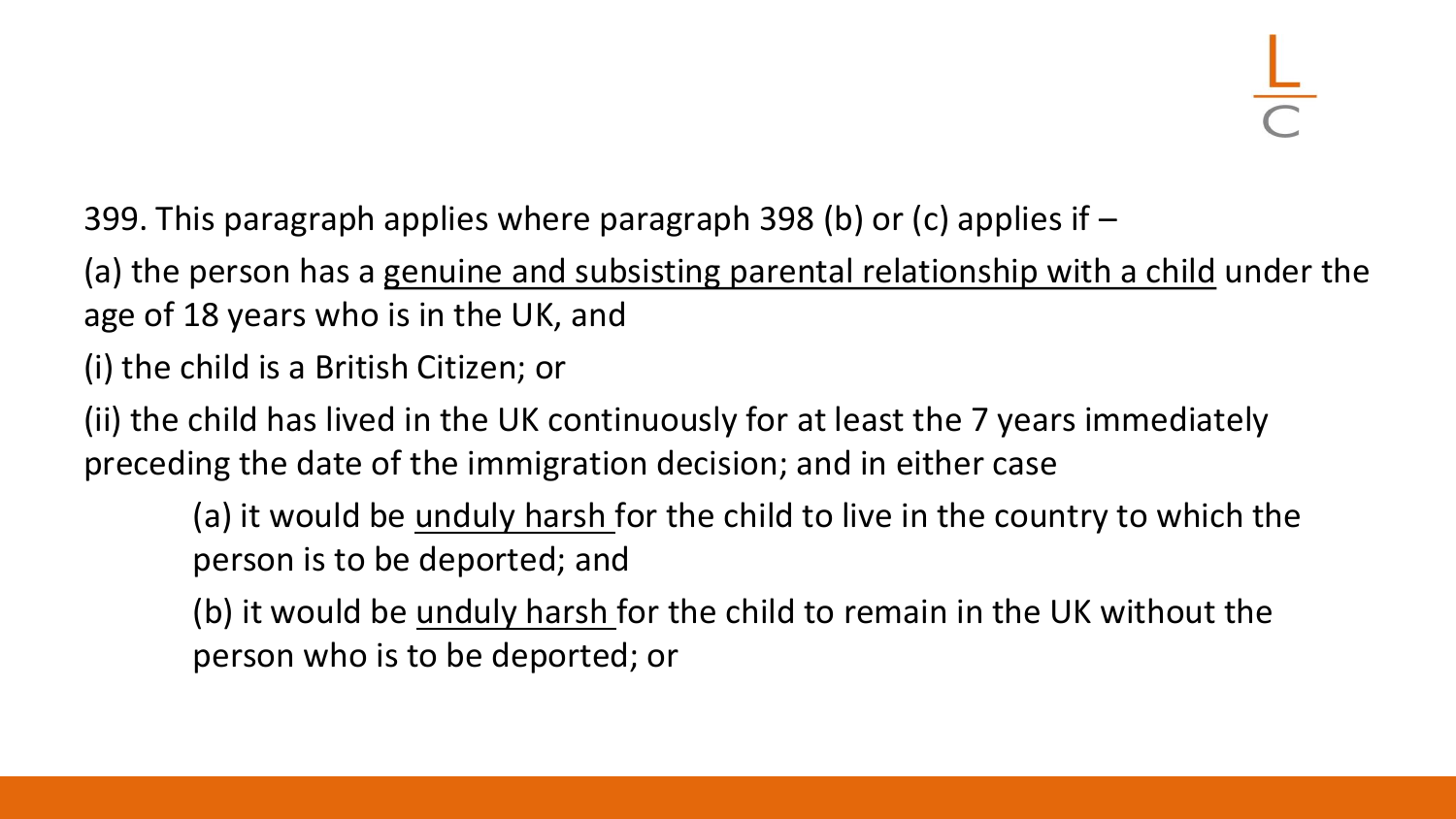399. This paragraph applies where paragraph 398 (b) or (c) applies if –

(a) the person has a <u>genuine and subsisting parental relationship with a child</u> under the age of 18 years who is in the UK, and

(i) the child is a British Citizen; or

(ii) the child has lived in the UK continuously for at least the 7 years immediately preceding the date of the immigration decision; and in either case

> (a) it would be <u>unduly harsh</u> for the child to live in the country to which the person is to be deported; and
>
> (b) it would be <u>unduly harsh</u> for the child to remain in the UK without the person who is to be deported; or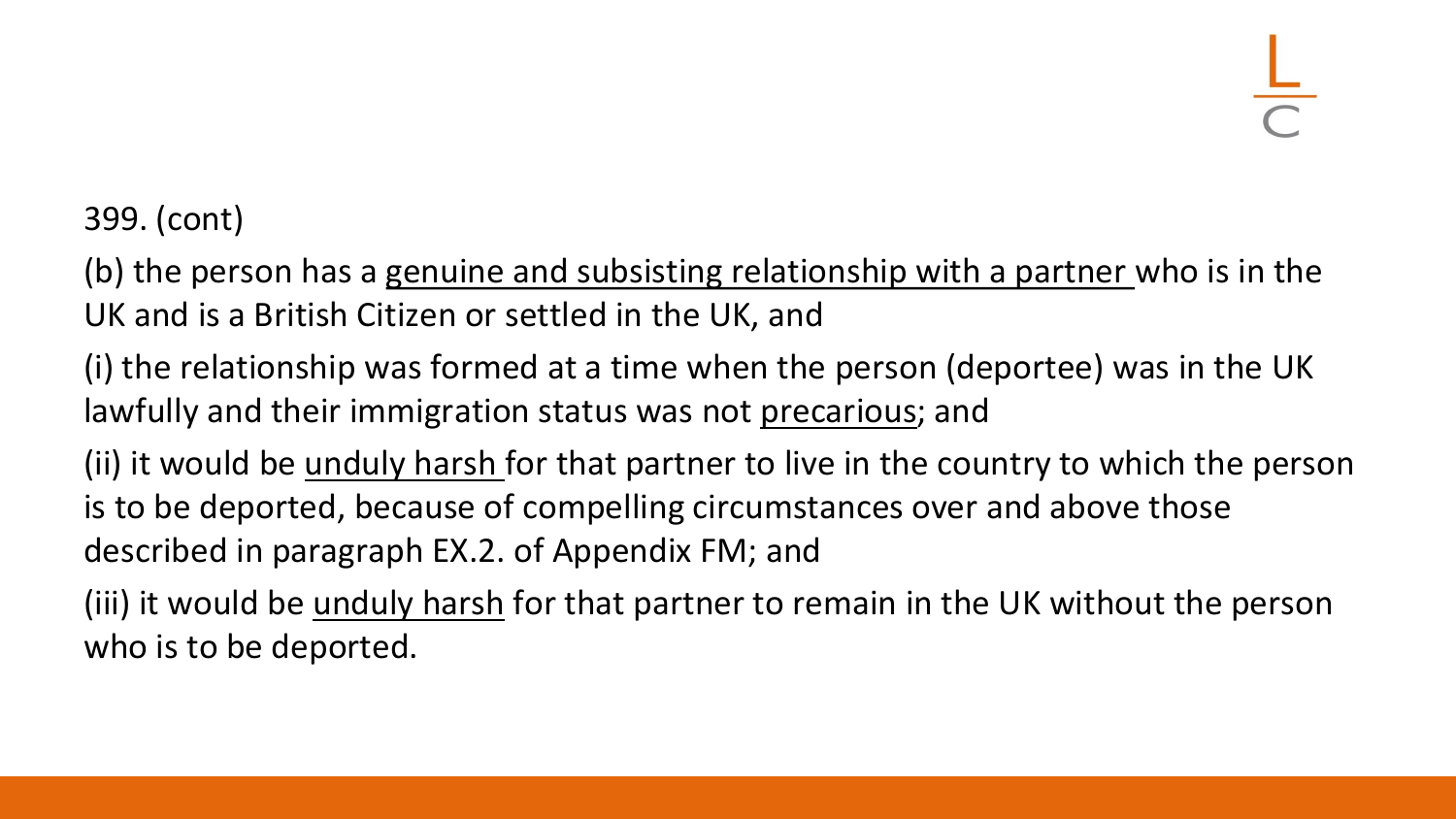399. (cont)

(b) the person has a <u>genuine and subsisting relationship with a partner</u> who is in the UK and is a British Citizen or settled in the UK, and

(i) the relationship was formed at a time when the person (deportee) was in the UK lawfully and their immigration status was not <u>precarious</u>; and

(ii) it would be <u>unduly harsh</u> for that partner to live in the country to which the person is to be deported, because of compelling circumstances over and above those described in paragraph EX.2. of Appendix FM; and

(iii) it would be <u>unduly harsh</u> for that partner to remain in the UK without the person who is to be deported.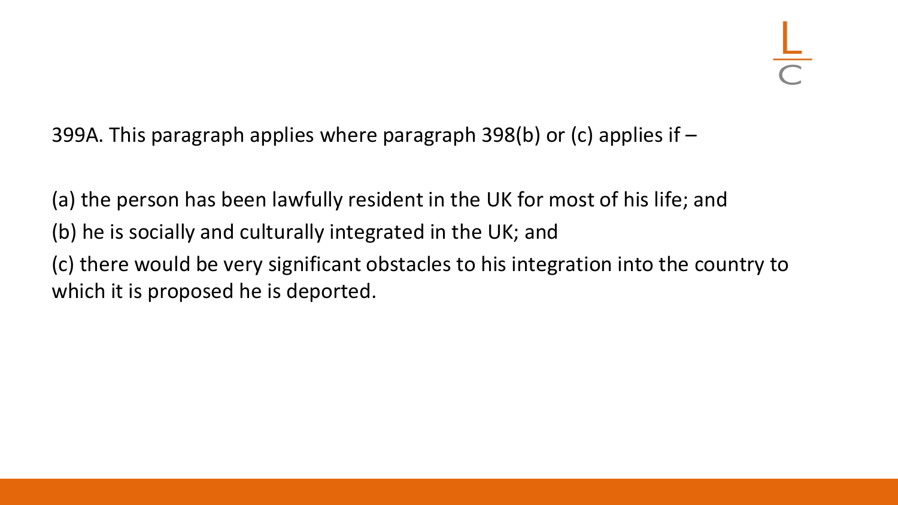399A. This paragraph applies where paragraph 398(b) or (c) applies if –

(a) the person has been lawfully resident in the UK for most of his life; and
(b) he is socially and culturally integrated in the UK; and
(c) there would be very significant obstacles to his integration into the country to which it is proposed he is deported.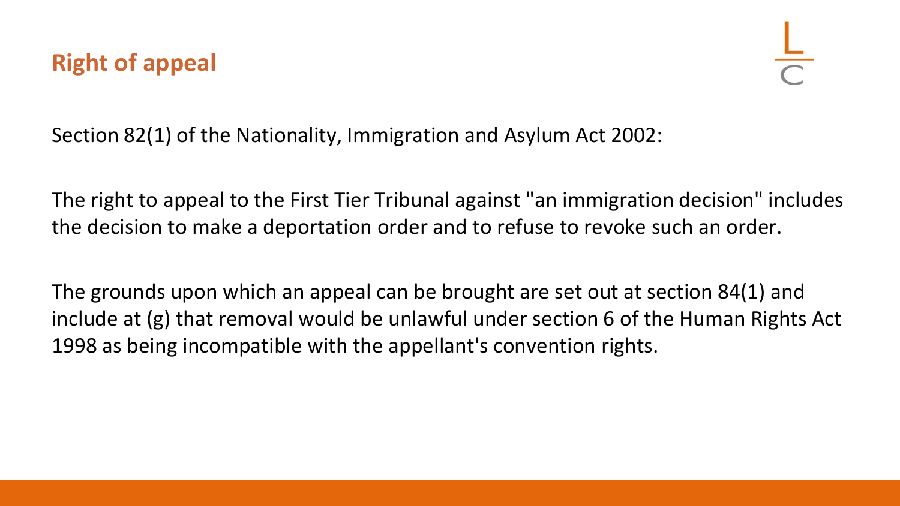## Right of appeal

Section 82(1) of the Nationality, Immigration and Asylum Act 2002:

The right to appeal to the First Tier Tribunal against "an immigration decision" includes the decision to make a deportation order and to refuse to revoke such an order.

The grounds upon which an appeal can be brought are set out at section 84(1) and include at (g) that removal would be unlawful under section 6 of the Human Rights Act 1998 as being incompatible with the appellant's convention rights.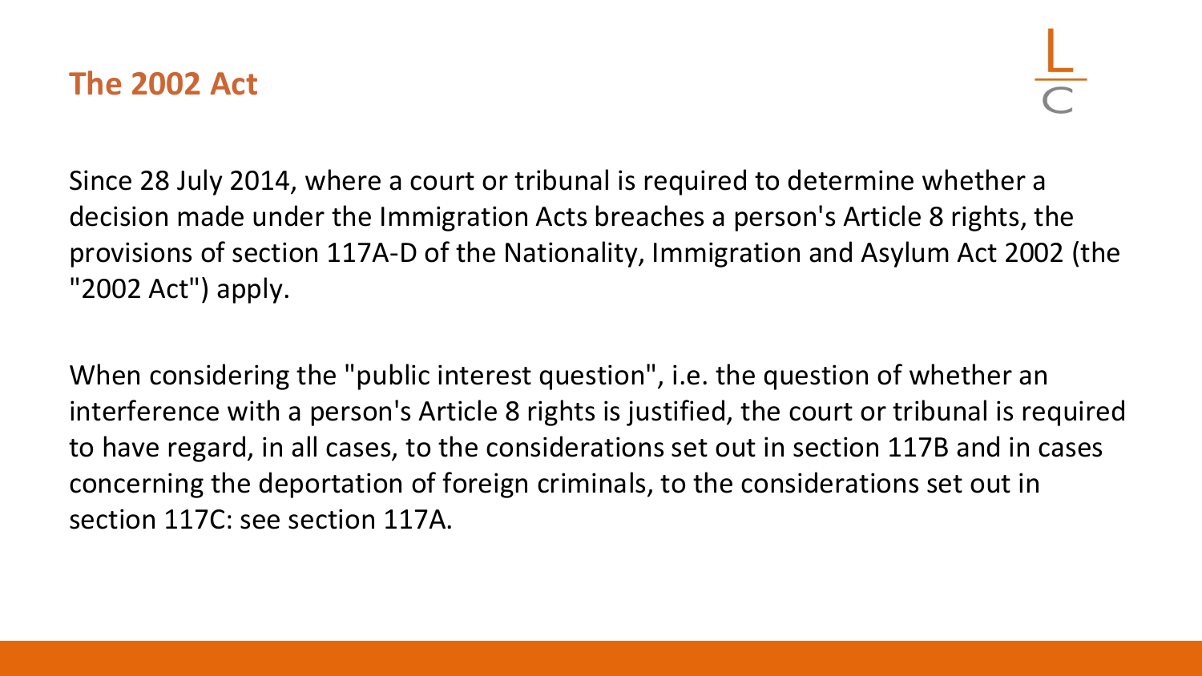## The 2002 Act

Since 28 July 2014, where a court or tribunal is required to determine whether a decision made under the Immigration Acts breaches a person's Article 8 rights, the provisions of section 117A-D of the Nationality, Immigration and Asylum Act 2002 (the "2002 Act") apply.

When considering the "public interest question", i.e. the question of whether an interference with a person's Article 8 rights is justified, the court or tribunal is required to have regard, in all cases, to the considerations set out in section 117B and in cases concerning the deportation of foreign criminals, to the considerations set out in section 117C: see section 117A.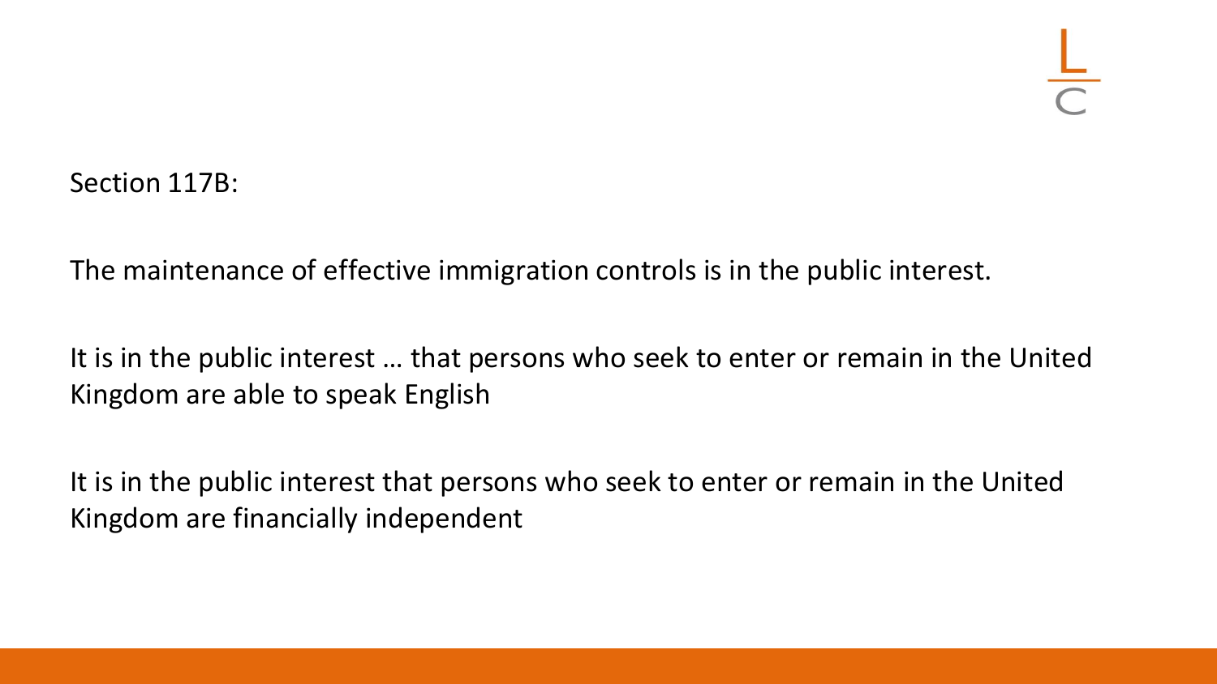Section 117B:

The maintenance of effective immigration controls is in the public interest.

It is in the public interest … that persons who seek to enter or remain in the United Kingdom are able to speak English

It is in the public interest that persons who seek to enter or remain in the United Kingdom are financially independent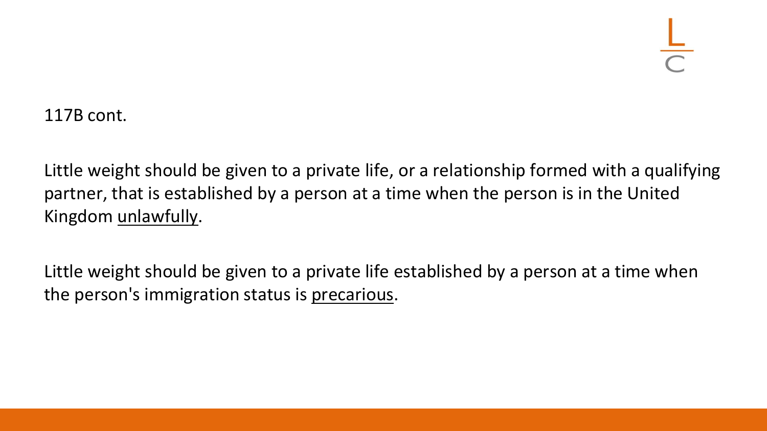117B cont.

Little weight should be given to a private life, or a relationship formed with a qualifying partner, that is established by a person at a time when the person is in the United Kingdom <u>unlawfully</u>.

Little weight should be given to a private life established by a person at a time when the person's immigration status is <u>precarious</u>.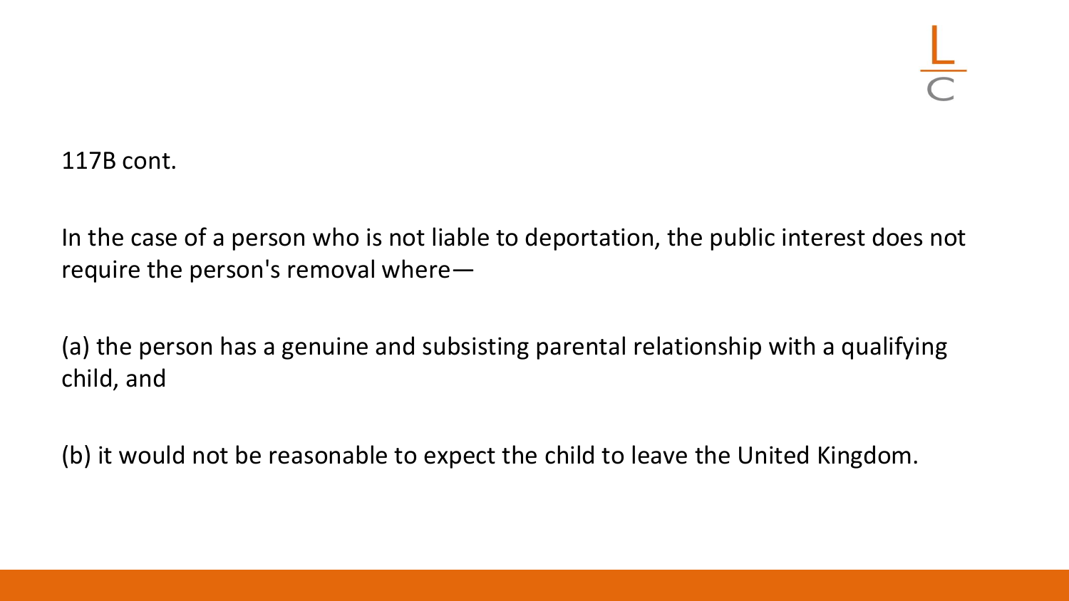117B cont.

In the case of a person who is not liable to deportation, the public interest does not require the person's removal where—

(a) the person has a genuine and subsisting parental relationship with a qualifying child, and

(b) it would not be reasonable to expect the child to leave the United Kingdom.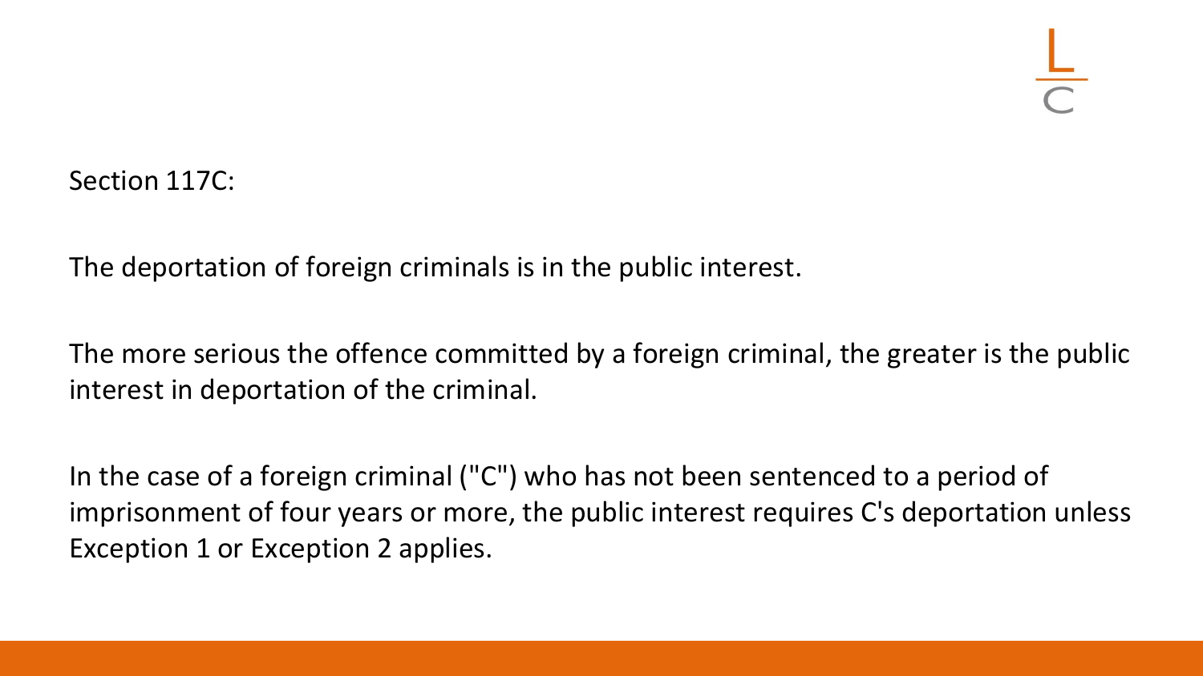Section 117C:

The deportation of foreign criminals is in the public interest.

The more serious the offence committed by a foreign criminal, the greater is the public interest in deportation of the criminal.

In the case of a foreign criminal ("C") who has not been sentenced to a period of imprisonment of four years or more, the public interest requires C's deportation unless Exception 1 or Exception 2 applies.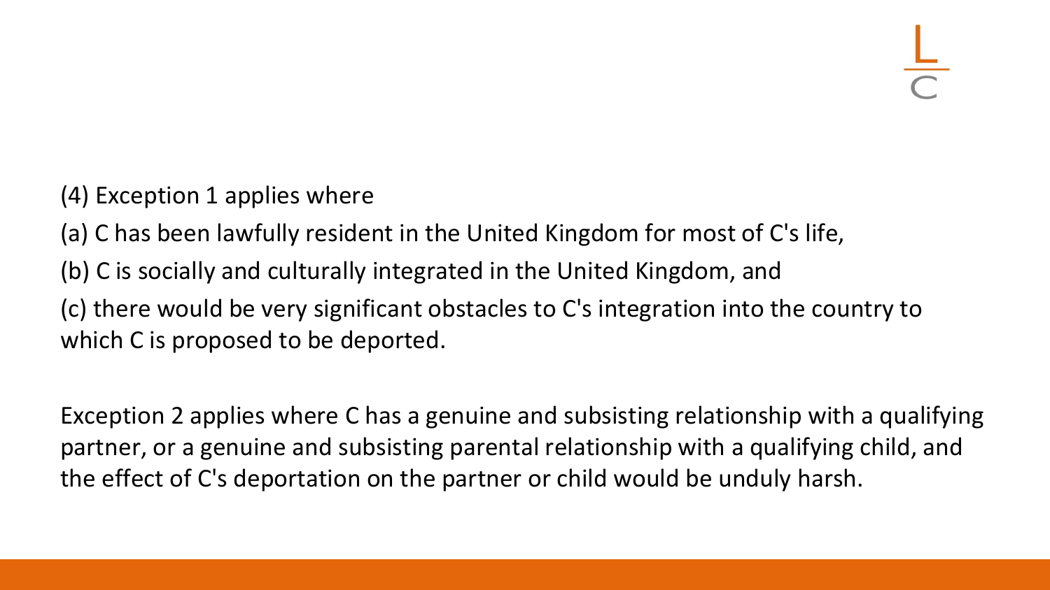(4) Exception 1 applies where

(a) C has been lawfully resident in the United Kingdom for most of C's life,

(b) C is socially and culturally integrated in the United Kingdom, and

(c) there would be very significant obstacles to C's integration into the country to which C is proposed to be deported.

Exception 2 applies where C has a genuine and subsisting relationship with a qualifying partner, or a genuine and subsisting parental relationship with a qualifying child, and the effect of C's deportation on the partner or child would be unduly harsh.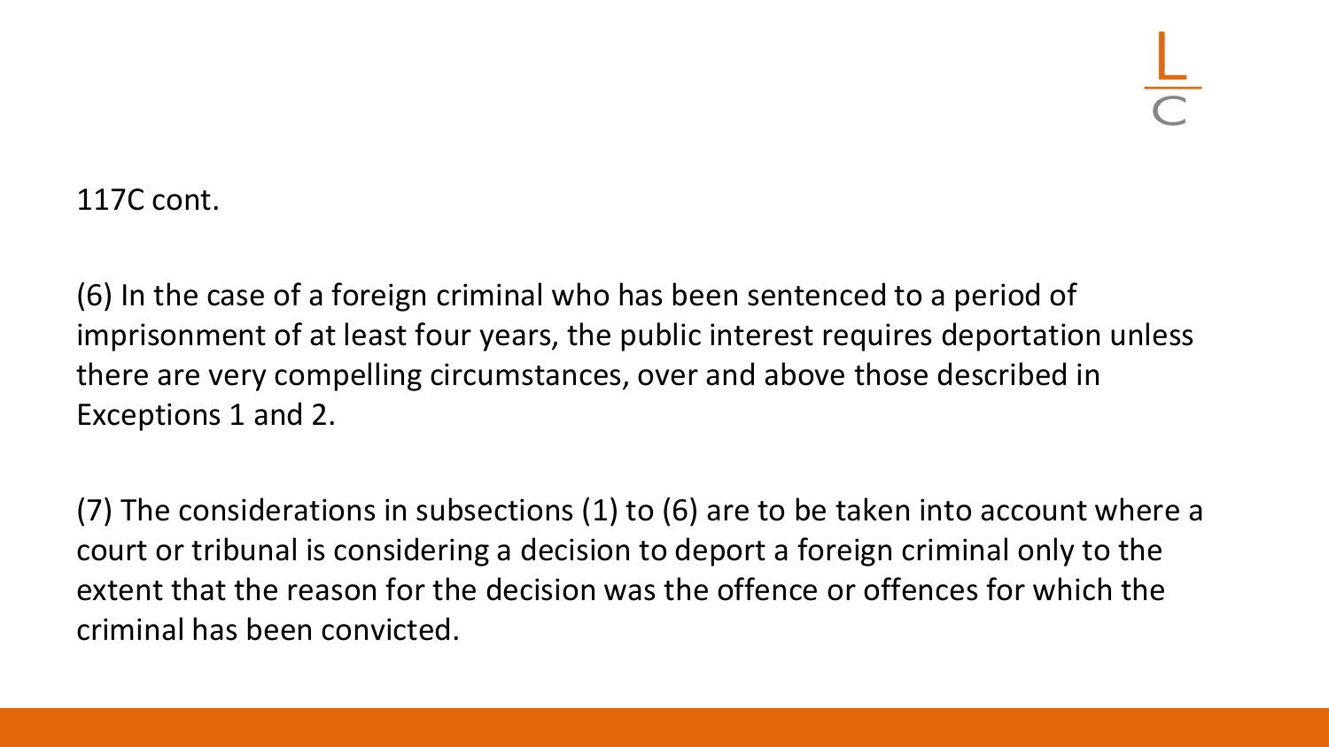117C cont.

(6) In the case of a foreign criminal who has been sentenced to a period of imprisonment of at least four years, the public interest requires deportation unless there are very compelling circumstances, over and above those described in Exceptions 1 and 2.

(7) The considerations in subsections (1) to (6) are to be taken into account where a court or tribunal is considering a decision to deport a foreign criminal only to the extent that the reason for the decision was the offence or offences for which the criminal has been convicted.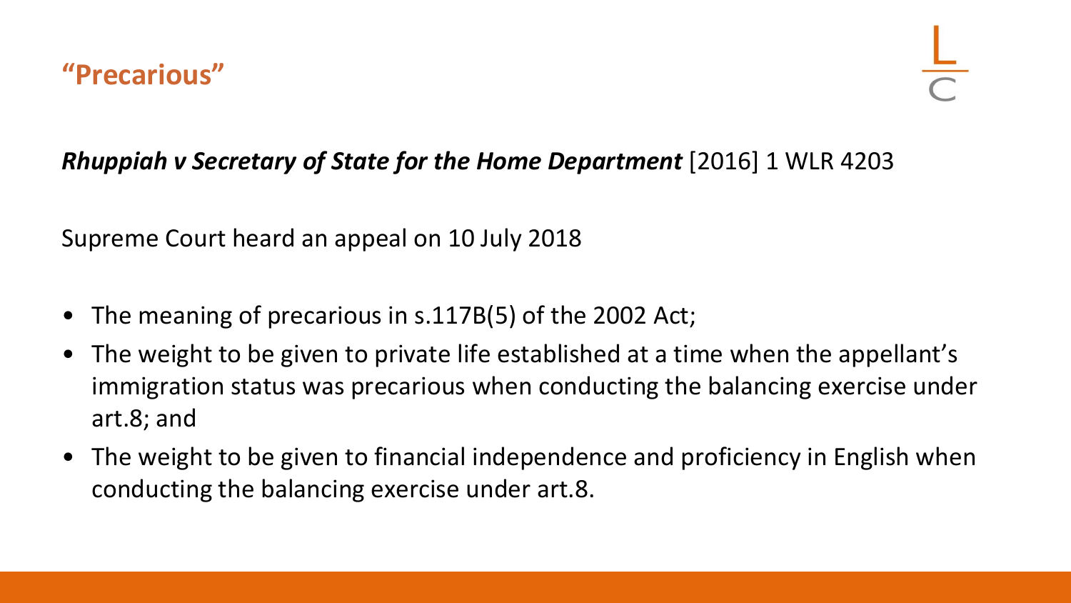## "Precarious"

***Rhuppiah v Secretary of State for the Home Department*** [2016] 1 WLR 4203

Supreme Court heard an appeal on 10 July 2018

- The meaning of precarious in s.117B(5) of the 2002 Act;
- The weight to be given to private life established at a time when the appellant's immigration status was precarious when conducting the balancing exercise under art.8; and
- The weight to be given to financial independence and proficiency in English when conducting the balancing exercise under art.8.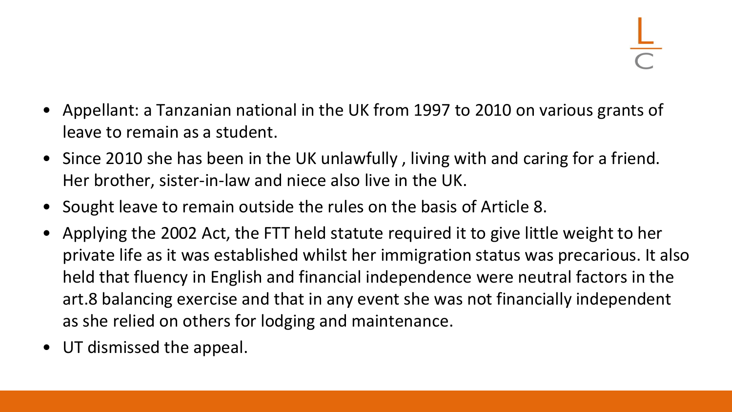- Appellant: a Tanzanian national in the UK from 1997 to 2010 on various grants of leave to remain as a student.
- Since 2010 she has been in the UK unlawfully , living with and caring for a friend. Her brother, sister-in-law and niece also live in the UK.
- Sought leave to remain outside the rules on the basis of Article 8.
- Applying the 2002 Act, the FTT held statute required it to give little weight to her private life as it was established whilst her immigration status was precarious. It also held that fluency in English and financial independence were neutral factors in the art.8 balancing exercise and that in any event she was not financially independent as she relied on others for lodging and maintenance.
- UT dismissed the appeal.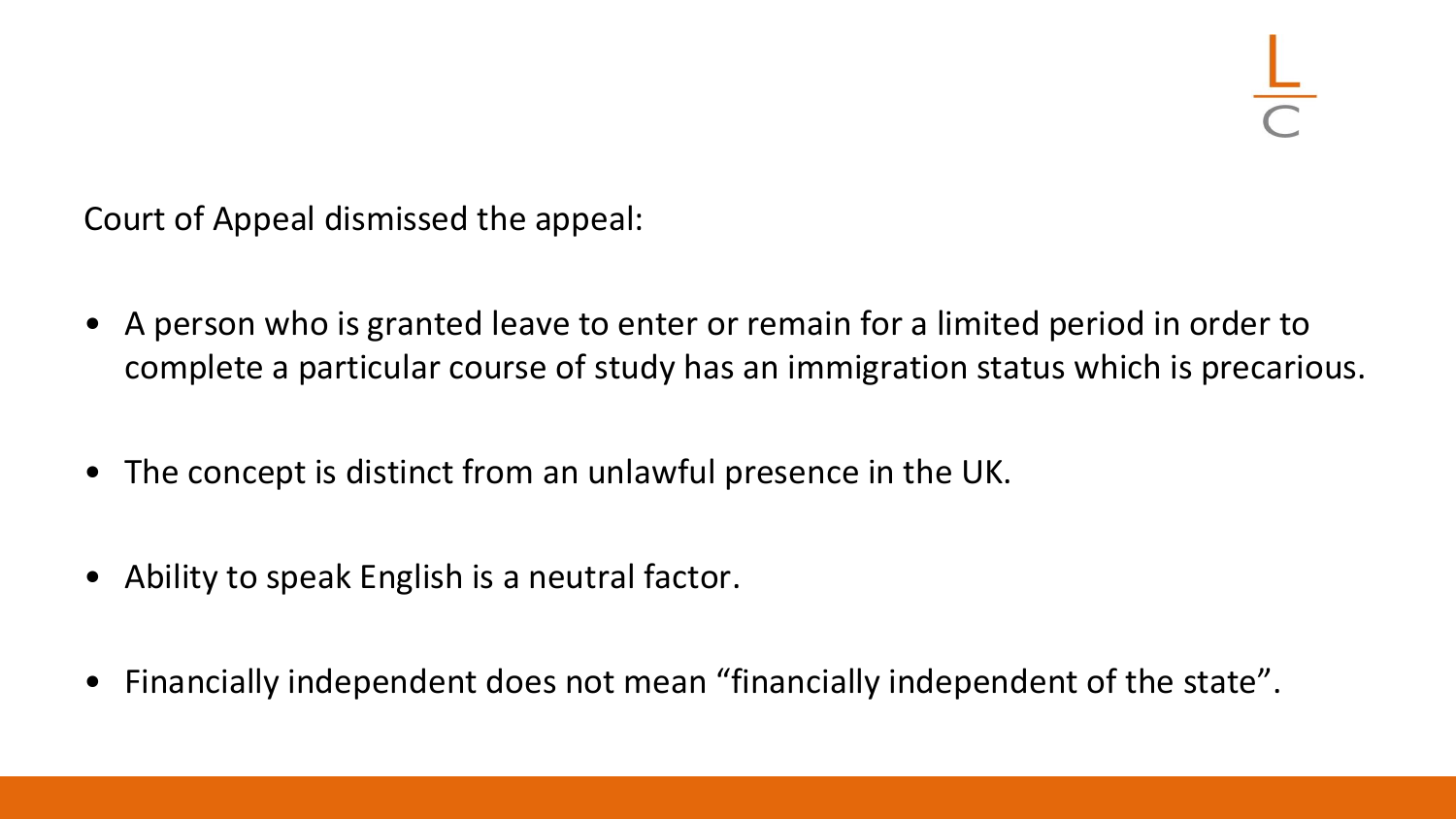Court of Appeal dismissed the appeal:

- A person who is granted leave to enter or remain for a limited period in order to complete a particular course of study has an immigration status which is precarious.
- The concept is distinct from an unlawful presence in the UK.
- Ability to speak English is a neutral factor.
- Financially independent does not mean “financially independent of the state”.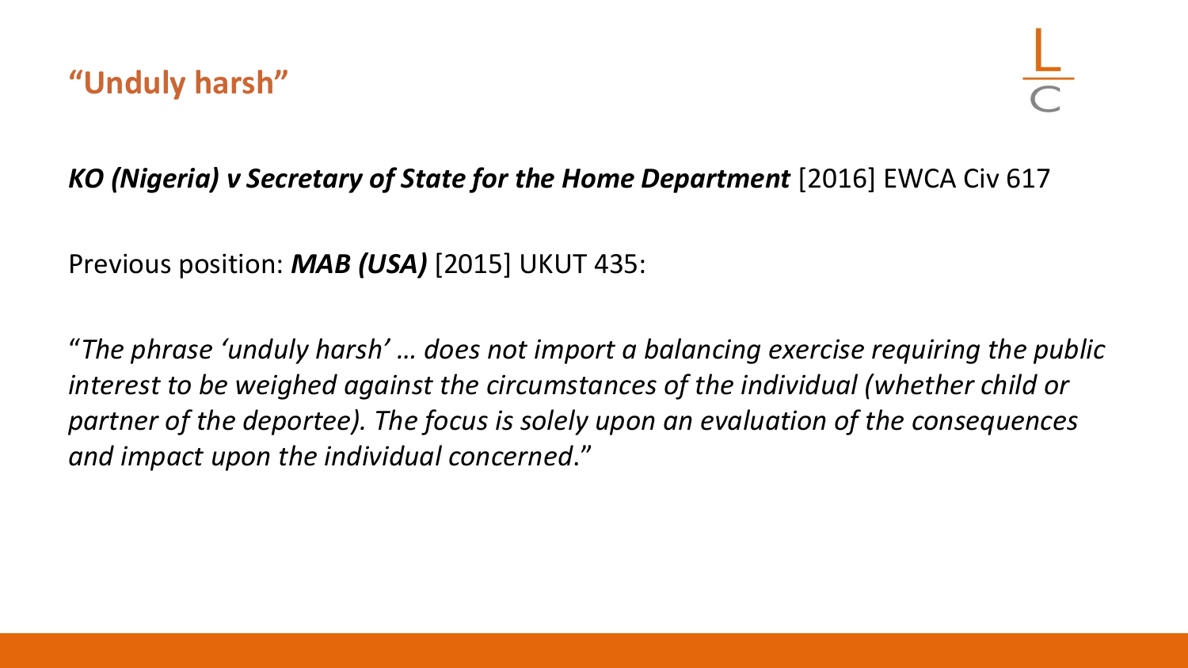## "Unduly harsh"

***KO (Nigeria) v Secretary of State for the Home Department*** [2016] EWCA Civ 617

Previous position: ***MAB (USA)*** [2015] UKUT 435:

"*The phrase 'unduly harsh' … does not import a balancing exercise requiring the public interest to be weighed against the circumstances of the individual (whether child or partner of the deportee). The focus is solely upon an evaluation of the consequences and impact upon the individual concerned*."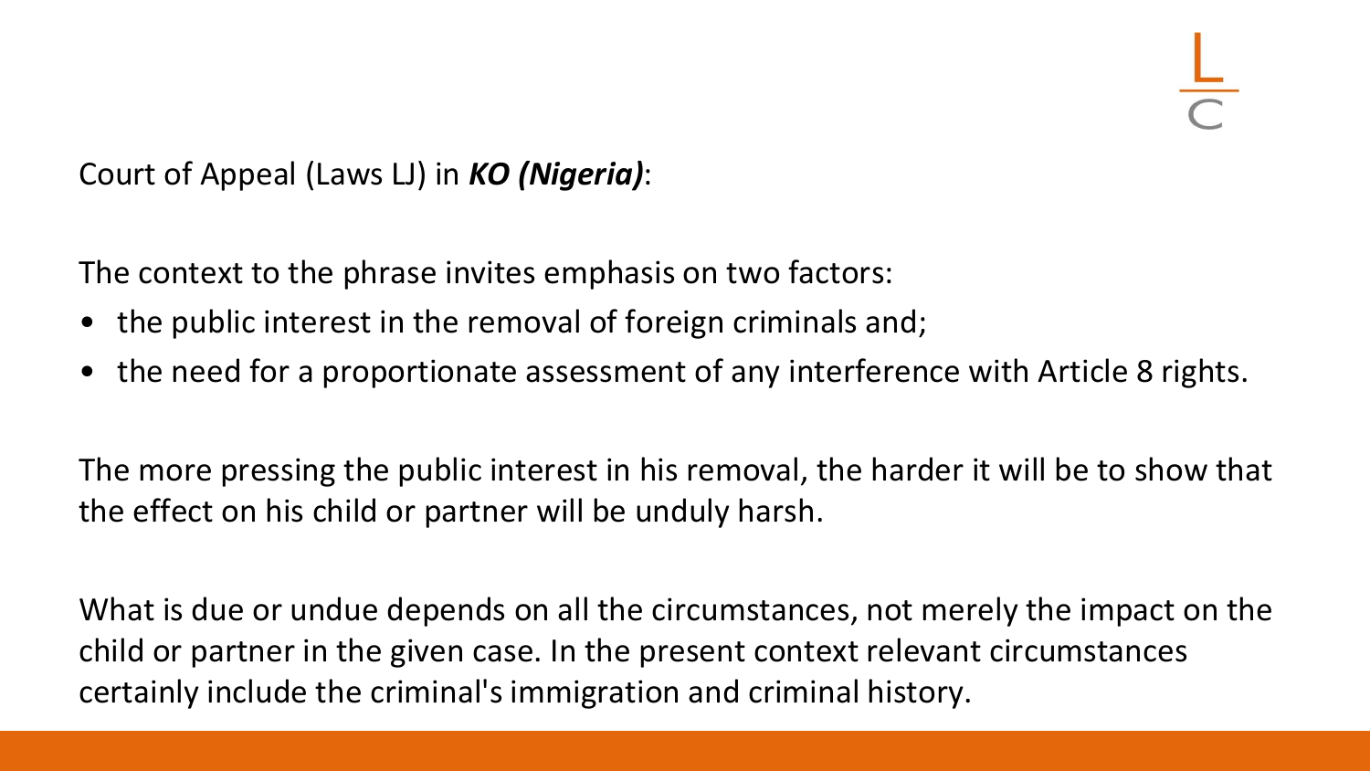Court of Appeal (Laws LJ) in ***KO (Nigeria)***:

The context to the phrase invites emphasis on two factors:

- the public interest in the removal of foreign criminals and;
- the need for a proportionate assessment of any interference with Article 8 rights.

The more pressing the public interest in his removal, the harder it will be to show that the effect on his child or partner will be unduly harsh.

What is due or undue depends on all the circumstances, not merely the impact on the child or partner in the given case. In the present context relevant circumstances certainly include the criminal's immigration and criminal history.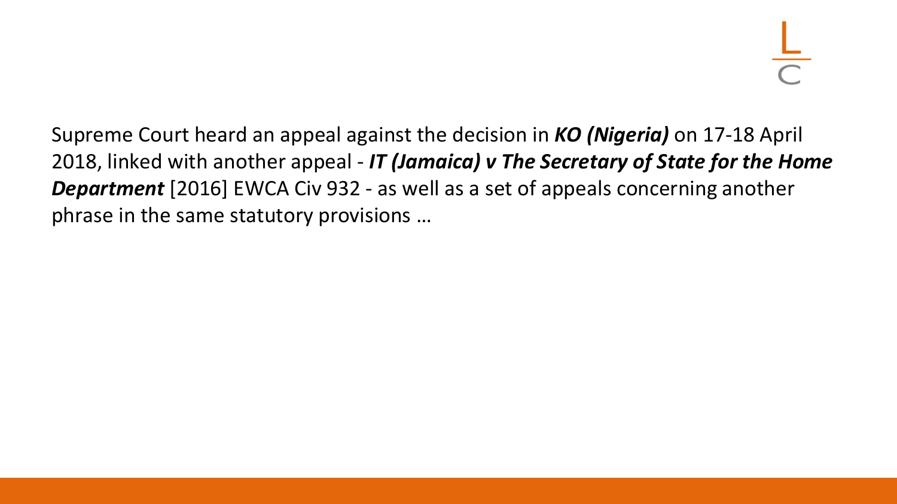Supreme Court heard an appeal against the decision in ***KO (Nigeria)*** on 17-18 April 2018, linked with another appeal - ***IT (Jamaica) v The Secretary of State for the Home Department*** [2016] EWCA Civ 932 - as well as a set of appeals concerning another phrase in the same statutory provisions …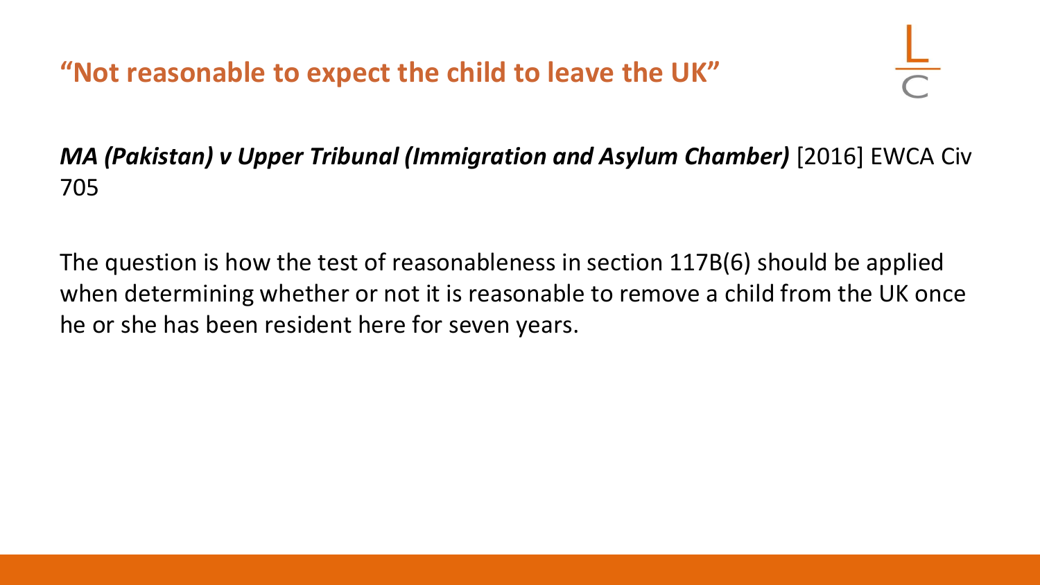## "Not reasonable to expect the child to leave the UK"

***MA (Pakistan) v Upper Tribunal (Immigration and Asylum Chamber)*** [2016] EWCA Civ 705

The question is how the test of reasonableness in section 117B(6) should be applied when determining whether or not it is reasonable to remove a child from the UK once he or she has been resident here for seven years.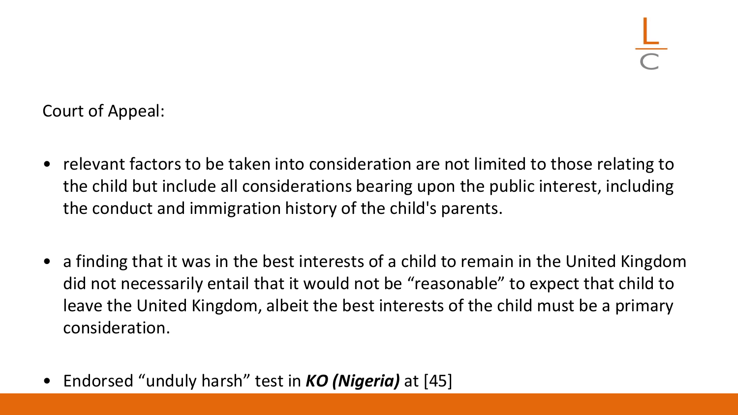Court of Appeal:

- relevant factors to be taken into consideration are not limited to those relating to the child but include all considerations bearing upon the public interest, including the conduct and immigration history of the child's parents.

- a finding that it was in the best interests of a child to remain in the United Kingdom did not necessarily entail that it would not be “reasonable” to expect that child to leave the United Kingdom, albeit the best interests of the child must be a primary consideration.

- Endorsed “unduly harsh” test in ***KO (Nigeria)*** at [45]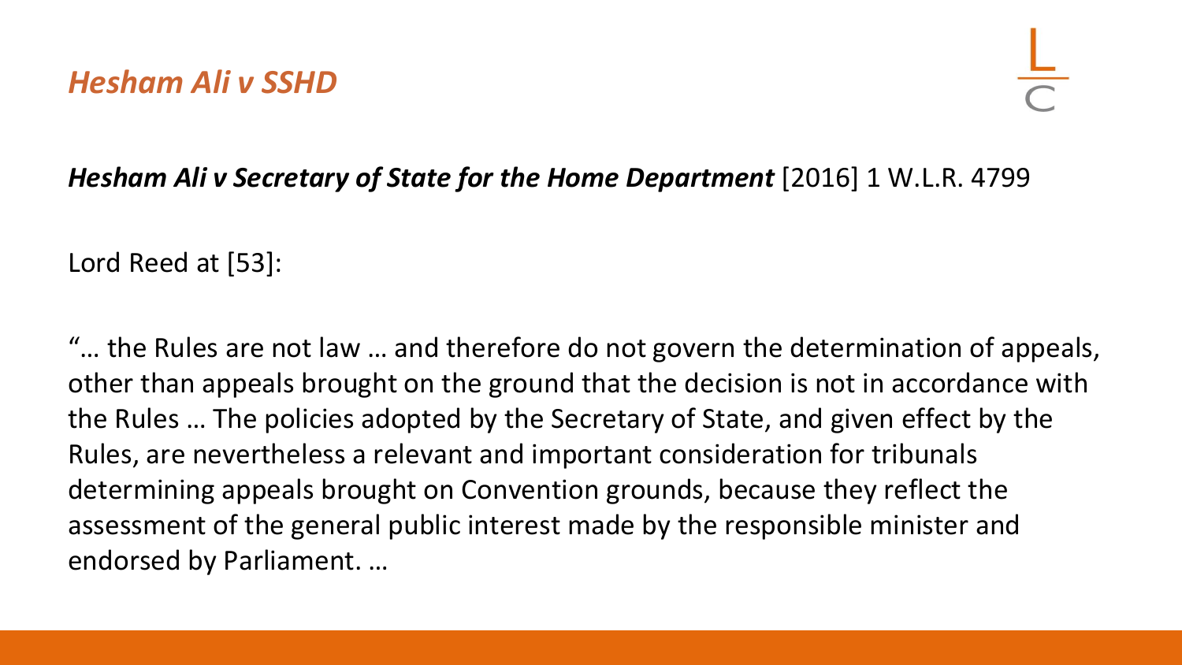## *Hesham Ali v SSHD*

***Hesham Ali v Secretary of State for the Home Department*** [2016] 1 W.L.R. 4799

Lord Reed at [53]:

"… the Rules are not law … and therefore do not govern the determination of appeals, other than appeals brought on the ground that the decision is not in accordance with the Rules … The policies adopted by the Secretary of State, and given effect by the Rules, are nevertheless a relevant and important consideration for tribunals determining appeals brought on Convention grounds, because they reflect the assessment of the general public interest made by the responsible minister and endorsed by Parliament. …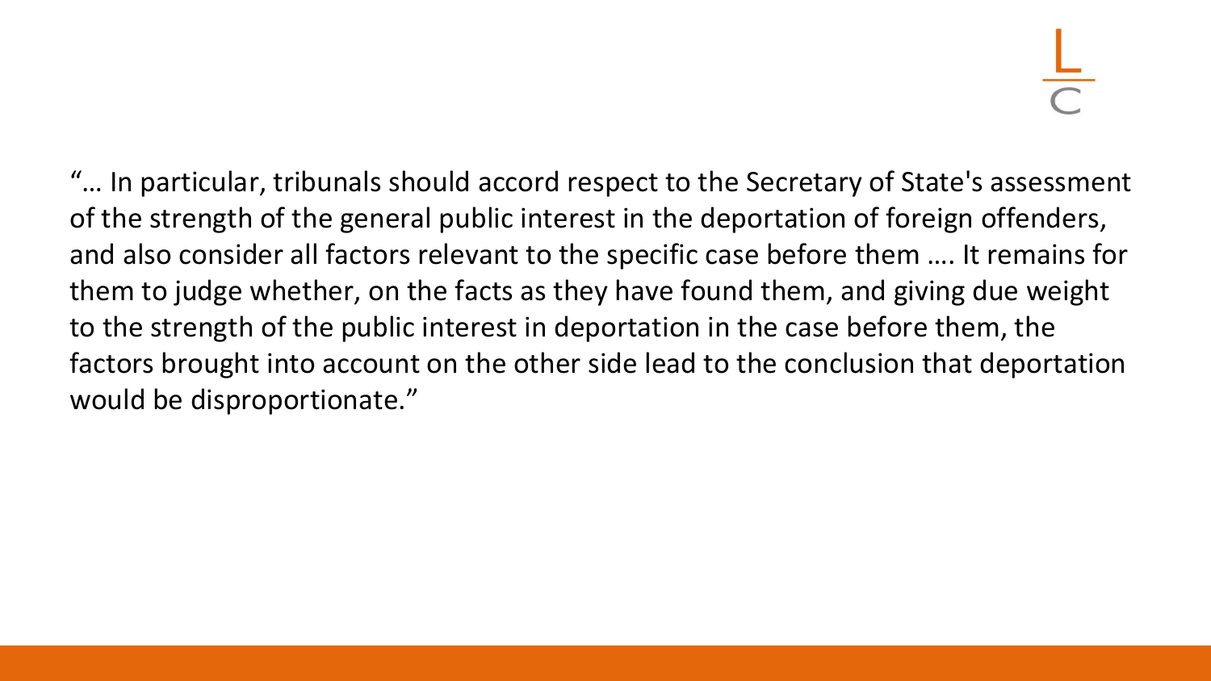"… In particular, tribunals should accord respect to the Secretary of State's assessment of the strength of the general public interest in the deportation of foreign offenders, and also consider all factors relevant to the specific case before them …. It remains for them to judge whether, on the facts as they have found them, and giving due weight to the strength of the public interest in deportation in the case before them, the factors brought into account on the other side lead to the conclusion that deportation would be disproportionate."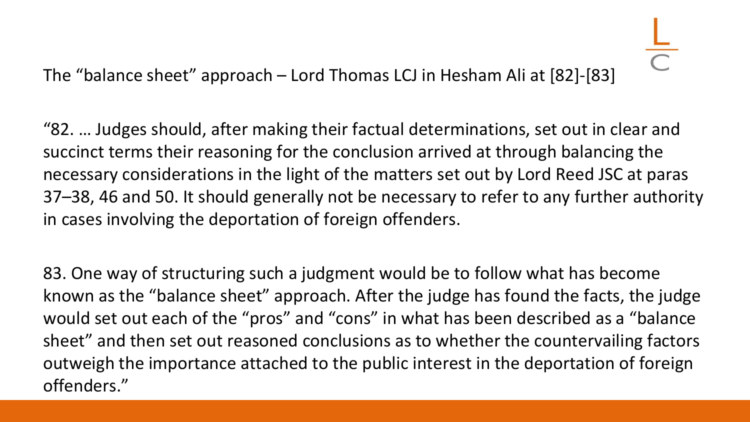## The "balance sheet" approach – Lord Thomas LCJ in Hesham Ali at [82]-[83]

"82. … Judges should, after making their factual determinations, set out in clear and succinct terms their reasoning for the conclusion arrived at through balancing the necessary considerations in the light of the matters set out by Lord Reed JSC at paras 37–38, 46 and 50. It should generally not be necessary to refer to any further authority in cases involving the deportation of foreign offenders.

83. One way of structuring such a judgment would be to follow what has become known as the "balance sheet" approach. After the judge has found the facts, the judge would set out each of the "pros" and "cons" in what has been described as a "balance sheet" and then set out reasoned conclusions as to whether the countervailing factors outweigh the importance attached to the public interest in the deportation of foreign offenders."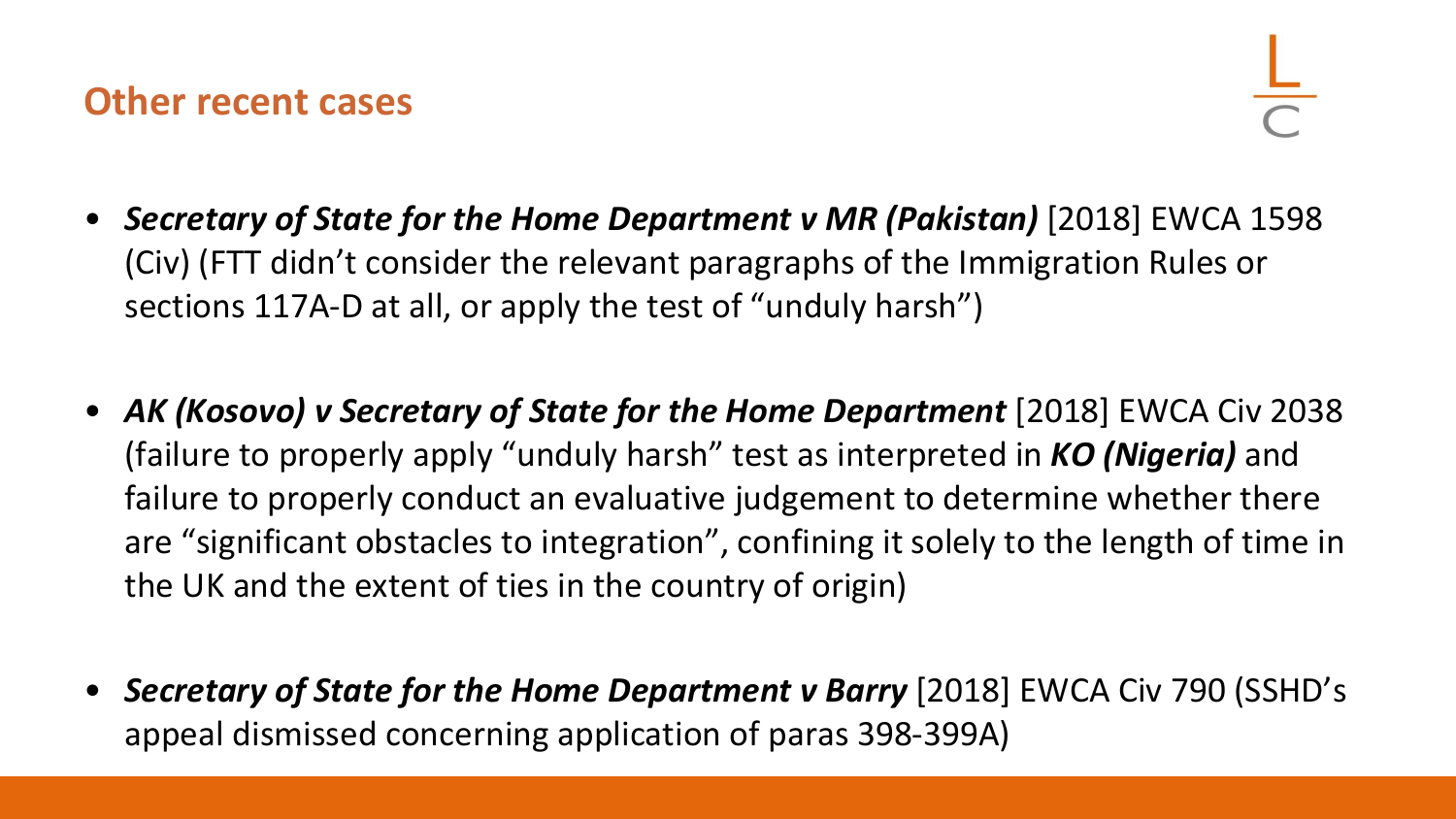## Other recent cases

- ***Secretary of State for the Home Department v MR (Pakistan)*** [2018] EWCA 1598 (Civ) (FTT didn't consider the relevant paragraphs of the Immigration Rules or sections 117A-D at all, or apply the test of "unduly harsh")

- ***AK (Kosovo) v Secretary of State for the Home Department*** [2018] EWCA Civ 2038 (failure to properly apply "unduly harsh" test as interpreted in ***KO (Nigeria)*** and failure to properly conduct an evaluative judgement to determine whether there are "significant obstacles to integration", confining it solely to the length of time in the UK and the extent of ties in the country of origin)

- ***Secretary of State for the Home Department v Barry*** [2018] EWCA Civ 790 (SSHD's appeal dismissed concerning application of paras 398-399A)